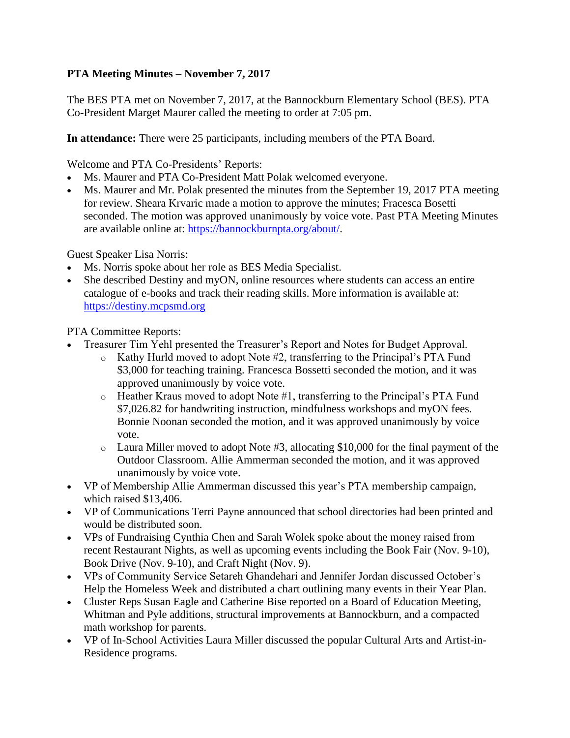**PTA Meeting Minutes – November 7, 2017**

The BES PTA met on November 7, 2017, at the Bannockburn Elementary School (BES). PTA Co-President Marget Maurer called the meeting to order at 7:05 pm.

**In attendance:** There were 25 participants, including members of the PTA Board.

Welcome and PTA Co-Presidents' Reports:

- Ms. Maurer and PTA Co-President Matt Polak welcomed everyone.
- Ms. Maurer and Mr. Polak presented the minutes from the September 19, 2017 PTA meeting for review. Sheara Krvaric made a motion to approve the minutes; Fracesca Bosetti seconded. The motion was approved unanimously by voice vote. Past PTA Meeting Minutes are available online at: [https://bannockburnpta.org/about/](https://bannockburnpta.org/about/).

Guest Speaker Lisa Norris:

- Ms. Norris spoke about her role as BES Media Specialist.
- She described Destiny and myON, online resources where students can access an entire catalogue of e-books and track their reading skills. More information is available at: [https://destiny.mcpsmd.org](https://destiny.mcpsmd.org)

PTA Committee Reports:

- Treasurer Tim Yehl presented the Treasurer's Report and Notes for Budget Approval.
    - Kathy Hurld moved to adopt Note #2, transferring to the Principal's PTA Fund $3,000 for teaching training. Francesca Bossetti seconded the motion, and it was approved unanimously by voice vote.
    - Heather Kraus moved to adopt Note #1, transferring to the Principal's PTA Fund $7,026.82 for handwriting instruction, mindfulness workshops and myON fees. Bonnie Noonan seconded the motion, and it was approved unanimously by voice vote.
    - Laura Miller moved to adopt Note #3, allocating $10,000 for the final payment of the Outdoor Classroom. Allie Ammerman seconded the motion, and it was approved unanimously by voice vote.
- VP of Membership Allie Ammerman discussed this year's PTA membership campaign, which raised $13,406.
- VP of Communications Terri Payne announced that school directories had been printed and would be distributed soon.
- VPs of Fundraising Cynthia Chen and Sarah Wolek spoke about the money raised from recent Restaurant Nights, as well as upcoming events including the Book Fair (Nov. 9-10), Book Drive (Nov. 9-10), and Craft Night (Nov. 9).
- VPs of Community Service Setareh Ghandehari and Jennifer Jordan discussed October's Help the Homeless Week and distributed a chart outlining many events in their Year Plan.
- Cluster Reps Susan Eagle and Catherine Bise reported on a Board of Education Meeting, Whitman and Pyle additions, structural improvements at Bannockburn, and a compacted math workshop for parents.
- VP of In-School Activities Laura Miller discussed the popular Cultural Arts and Artist-in-Residence programs.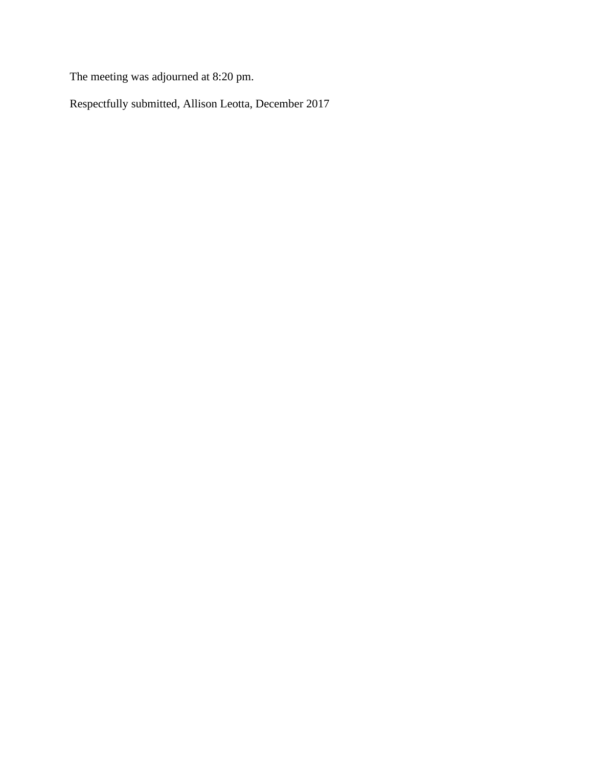The meeting was adjourned at 8:20 pm.

Respectfully submitted, Allison Leotta, December 2017